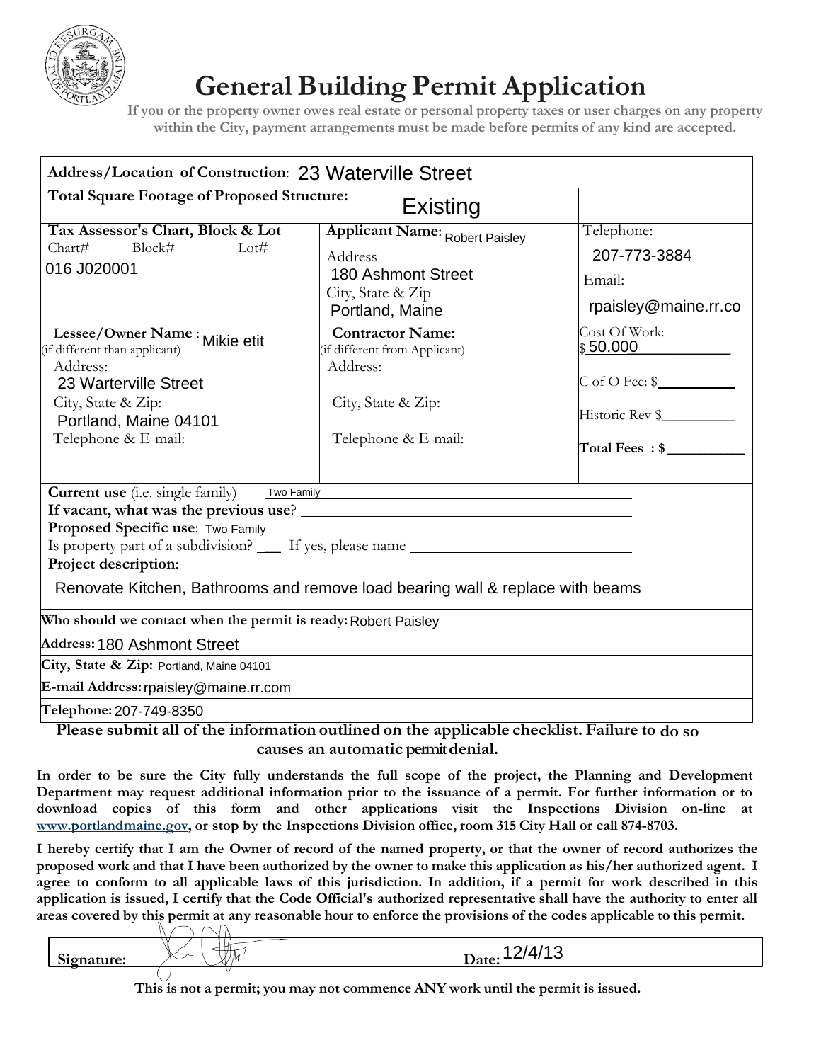# General Building Permit Application

**If you or the property owner owes real estate or personal property taxes or user charges on any property within the City, payment arrangements must be made before permits of any kind are accepted.**

| | | |
|---|---|---|
| **Address/Location of Construction:** 23 Waterville Street | | |
| **Total Square Footage of Proposed Structure:** | Existing | |
| **Tax Assessor's Chart, Block & Lot**<br>Chart# Block# Lot#<br>016 J020001 | **Applicant Name:** Robert Paisley<br>Address<br>180 Ashmont Street<br>City, State & Zip<br>Portland, Maine | Telephone:<br>207-773-3884<br>Email:<br>rpaisley@maine.rr.co |
| **Lessee/Owner Name:** Mikie etit<br>(if different than applicant)<br>Address:<br>23 Warterville Street<br>City, State & Zip:<br>Portland, Maine 04101<br>Telephone & E-mail: | **Contractor Name:**<br>(if different from Applicant)<br>Address:<br>City, State & Zip:<br>Telephone & E-mail: | Cost Of Work:<br>$ 50,000<br>C of O Fee: $<br>Historic Rev $<br>**Total Fees : $** |

**Current use** (i.e. single family) Two Family

**If vacant, what was the previous use?**

**Proposed Specific use:** Two Family

Is property part of a subdivision? ___ If yes, please name

**Project description:**

Renovate Kitchen, Bathrooms and remove load bearing wall & replace with beams

**Who should we contact when the permit is ready:** Robert Paisley

**Address:** 180 Ashmont Street

**City, State & Zip:** Portland, Maine 04101

**E-mail Address:** rpaisley@maine.rr.com

**Telephone:** 207-749-8350

**Please submit all of the information outlined on the applicable checklist. Failure to do so causes an automatic permit denial.**

**In order to be sure the City fully understands the full scope of the project, the Planning and Development Department may request additional information prior to the issuance of a permit. For further information or to download copies of this form and other applications visit the Inspections Division on-line at www.portlandmaine.gov, or stop by the Inspections Division office, room 315 City Hall or call 874-8703.**

**I hereby certify that I am the Owner of record of the named property, or that the owner of record authorizes the proposed work and that I have been authorized by the owner to make this application as his/her authorized agent. I agree to conform to all applicable laws of this jurisdiction. In addition, if a permit for work described in this application is issued, I certify that the Code Official's authorized representative shall have the authority to enter all areas covered by this permit at any reasonable hour to enforce the provisions of the codes applicable to this permit.**

| **Signature:** | **Date:** 12/4/13 |
|---|---|

**This is not a permit; you may not commence ANY work until the permit is issued.**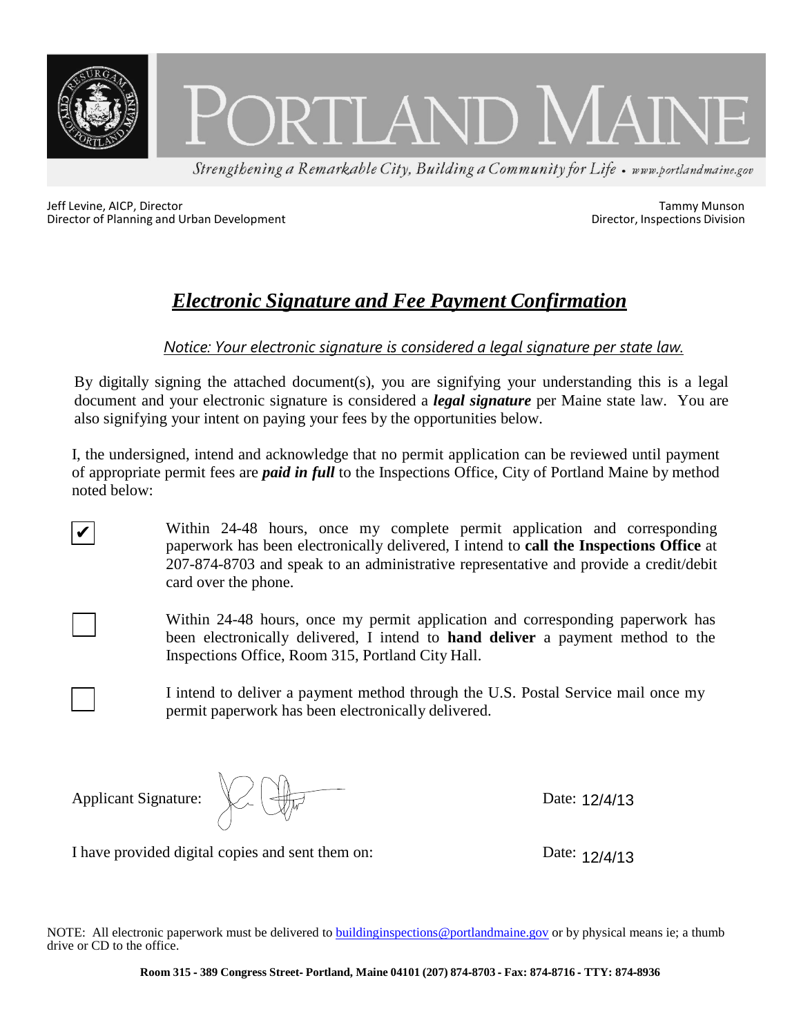# PORTLAND MAINE

*Strengthening a Remarkable City, Building a Community for Life • www.portlandmaine.gov*

Jeff Levine, AICP, Director
Director of Planning and Urban Development

Tammy Munson
Director, Inspections Division

## ***Electronic Signature and Fee Payment Confirmation***

*Notice: Your electronic signature is considered a legal signature per state law.*

By digitally signing the attached document(s), you are signifying your understanding this is a legal document and your electronic signature is considered a ***legal signature*** per Maine state law. You are also signifying your intent on paying your fees by the opportunities below.

I, the undersigned, intend and acknowledge that no permit application can be reviewed until payment of appropriate permit fees are ***paid in full*** to the Inspections Office, City of Portland Maine by method noted below:

- [x] Within 24-48 hours, once my complete permit application and corresponding paperwork has been electronically delivered, I intend to **call the Inspections Office** at 207-874-8703 and speak to an administrative representative and provide a credit/debit card over the phone.
- [ ] Within 24-48 hours, once my permit application and corresponding paperwork has been electronically delivered, I intend to **hand deliver** a payment method to the Inspections Office, Room 315, Portland City Hall.
- [ ] I intend to deliver a payment method through the U.S. Postal Service mail once my permit paperwork has been electronically delivered.

Applicant Signature: [signature] Date: 12/4/13

I have provided digital copies and sent them on: Date: 12/4/13

NOTE: All electronic paperwork must be delivered to buildinginspections@portlandmaine.gov or by physical means ie; a thumb drive or CD to the office.

**Room 315 - 389 Congress Street- Portland, Maine 04101 (207) 874-8703 - Fax: 874-8716 - TTY: 874-8936**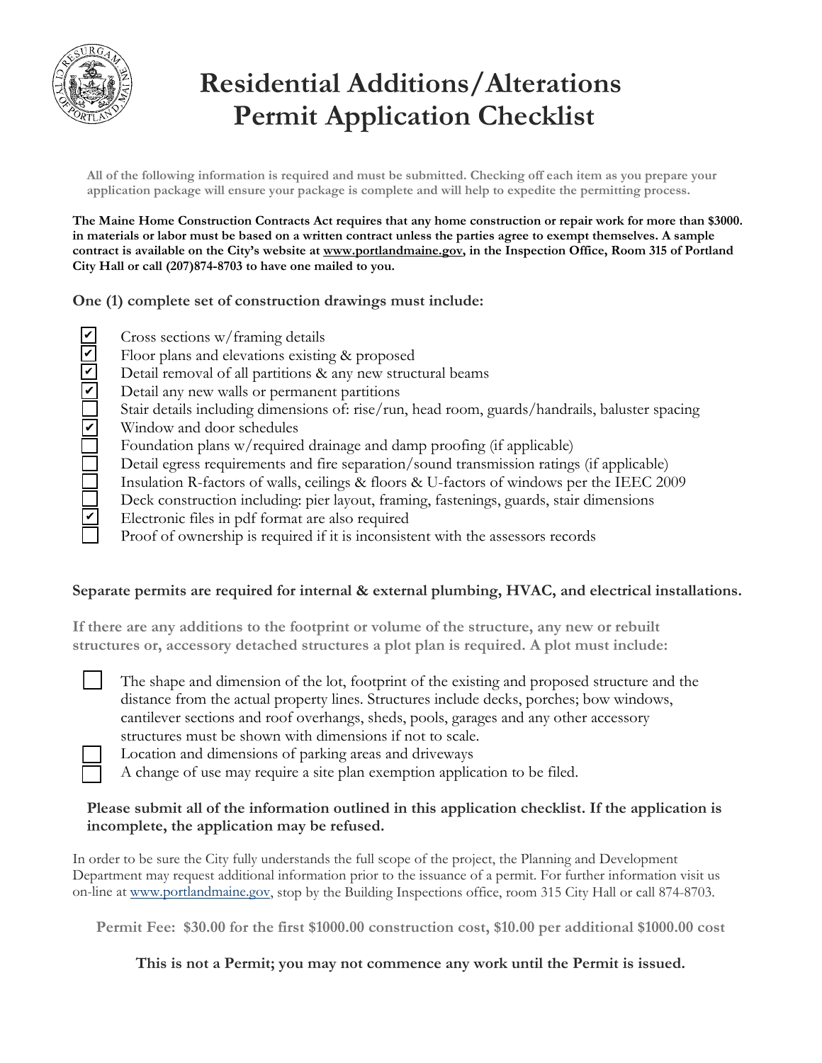# Residential Additions/Alterations Permit Application Checklist

**All of the following information is required and must be submitted. Checking off each item as you prepare your application package will ensure your package is complete and will help to expedite the permitting process.**

**The Maine Home Construction Contracts Act requires that any home construction or repair work for more than $3000. in materials or labor must be based on a written contract unless the parties agree to exempt themselves. A sample contract is available on the City's website at www.portlandmaine.gov, in the Inspection Office, Room 315 of Portland City Hall or call (207)874-8703 to have one mailed to you.**

**One (1) complete set of construction drawings must include:**

- [x] Cross sections w/framing details
- [x] Floor plans and elevations existing & proposed
- [x] Detail removal of all partitions & any new structural beams
- [x] Detail any new walls or permanent partitions
- [ ] Stair details including dimensions of: rise/run, head room, guards/handrails, baluster spacing
- [x] Window and door schedules
- [ ] Foundation plans w/required drainage and damp proofing (if applicable)
- [ ] Detail egress requirements and fire separation/sound transmission ratings (if applicable)
- [ ] Insulation R-factors of walls, ceilings & floors & U-factors of windows per the IEEC 2009
- [ ] Deck construction including: pier layout, framing, fastenings, guards, stair dimensions
- [x] Electronic files in pdf format are also required
- [ ] Proof of ownership is required if it is inconsistent with the assessors records

**Separate permits are required for internal & external plumbing, HVAC, and electrical installations.**

**If there are any additions to the footprint or volume of the structure, any new or rebuilt structures or, accessory detached structures a plot plan is required. A plot must include:**

- [ ] The shape and dimension of the lot, footprint of the existing and proposed structure and the distance from the actual property lines. Structures include decks, porches; bow windows, cantilever sections and roof overhangs, sheds, pools, garages and any other accessory structures must be shown with dimensions if not to scale.
- [ ] Location and dimensions of parking areas and driveways
- [ ] A change of use may require a site plan exemption application to be filed.

**Please submit all of the information outlined in this application checklist. If the application is incomplete, the application may be refused.**

In order to be sure the City fully understands the full scope of the project, the Planning and Development Department may request additional information prior to the issuance of a permit. For further information visit us on-line at www.portlandmaine.gov, stop by the Building Inspections office, room 315 City Hall or call 874-8703.

**Permit Fee: $30.00 for the first $1000.00 construction cost, $10.00 per additional $1000.00 cost**

**This is not a Permit; you may not commence any work until the Permit is issued.**